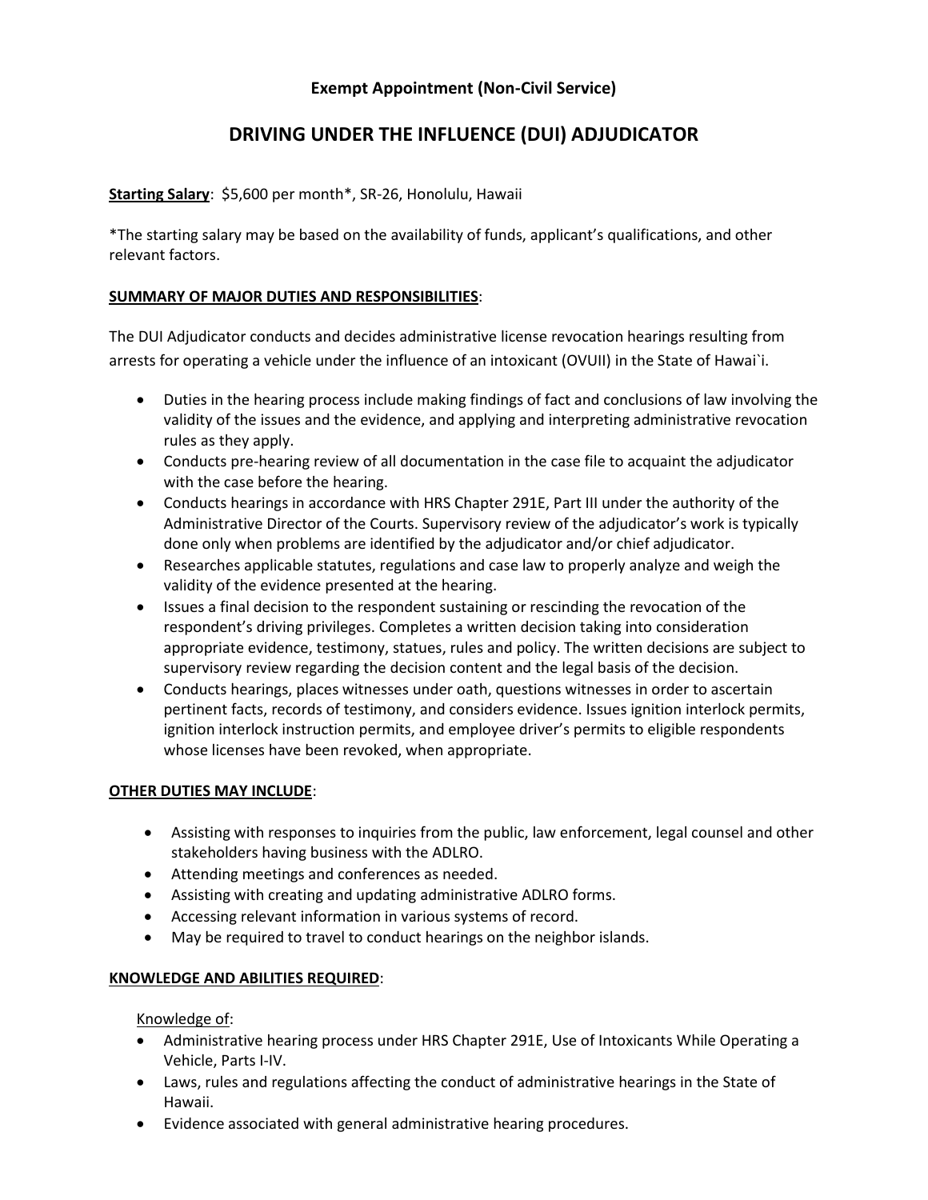**Exempt Appointment (Non-Civil Service)**

# DRIVING UNDER THE INFLUENCE (DUI) ADJUDICATOR

**Starting Salary**: $5,600 per month*, SR-26, Honolulu, Hawaii

*The starting salary may be based on the availability of funds, applicant's qualifications, and other relevant factors.

## SUMMARY OF MAJOR DUTIES AND RESPONSIBILITIES:

The DUI Adjudicator conducts and decides administrative license revocation hearings resulting from arrests for operating a vehicle under the influence of an intoxicant (OVUII) in the State of Hawai`i.

- Duties in the hearing process include making findings of fact and conclusions of law involving the validity of the issues and the evidence, and applying and interpreting administrative revocation rules as they apply.
- Conducts pre-hearing review of all documentation in the case file to acquaint the adjudicator with the case before the hearing.
- Conducts hearings in accordance with HRS Chapter 291E, Part III under the authority of the Administrative Director of the Courts. Supervisory review of the adjudicator's work is typically done only when problems are identified by the adjudicator and/or chief adjudicator.
- Researches applicable statutes, regulations and case law to properly analyze and weigh the validity of the evidence presented at the hearing.
- Issues a final decision to the respondent sustaining or rescinding the revocation of the respondent's driving privileges. Completes a written decision taking into consideration appropriate evidence, testimony, statues, rules and policy. The written decisions are subject to supervisory review regarding the decision content and the legal basis of the decision.
- Conducts hearings, places witnesses under oath, questions witnesses in order to ascertain pertinent facts, records of testimony, and considers evidence. Issues ignition interlock permits, ignition interlock instruction permits, and employee driver's permits to eligible respondents whose licenses have been revoked, when appropriate.

## OTHER DUTIES MAY INCLUDE:

- Assisting with responses to inquiries from the public, law enforcement, legal counsel and other stakeholders having business with the ADLRO.
- Attending meetings and conferences as needed.
- Assisting with creating and updating administrative ADLRO forms.
- Accessing relevant information in various systems of record.
- May be required to travel to conduct hearings on the neighbor islands.

## KNOWLEDGE AND ABILITIES REQUIRED:

Knowledge of:

- Administrative hearing process under HRS Chapter 291E, Use of Intoxicants While Operating a Vehicle, Parts I-IV.
- Laws, rules and regulations affecting the conduct of administrative hearings in the State of Hawaii.
- Evidence associated with general administrative hearing procedures.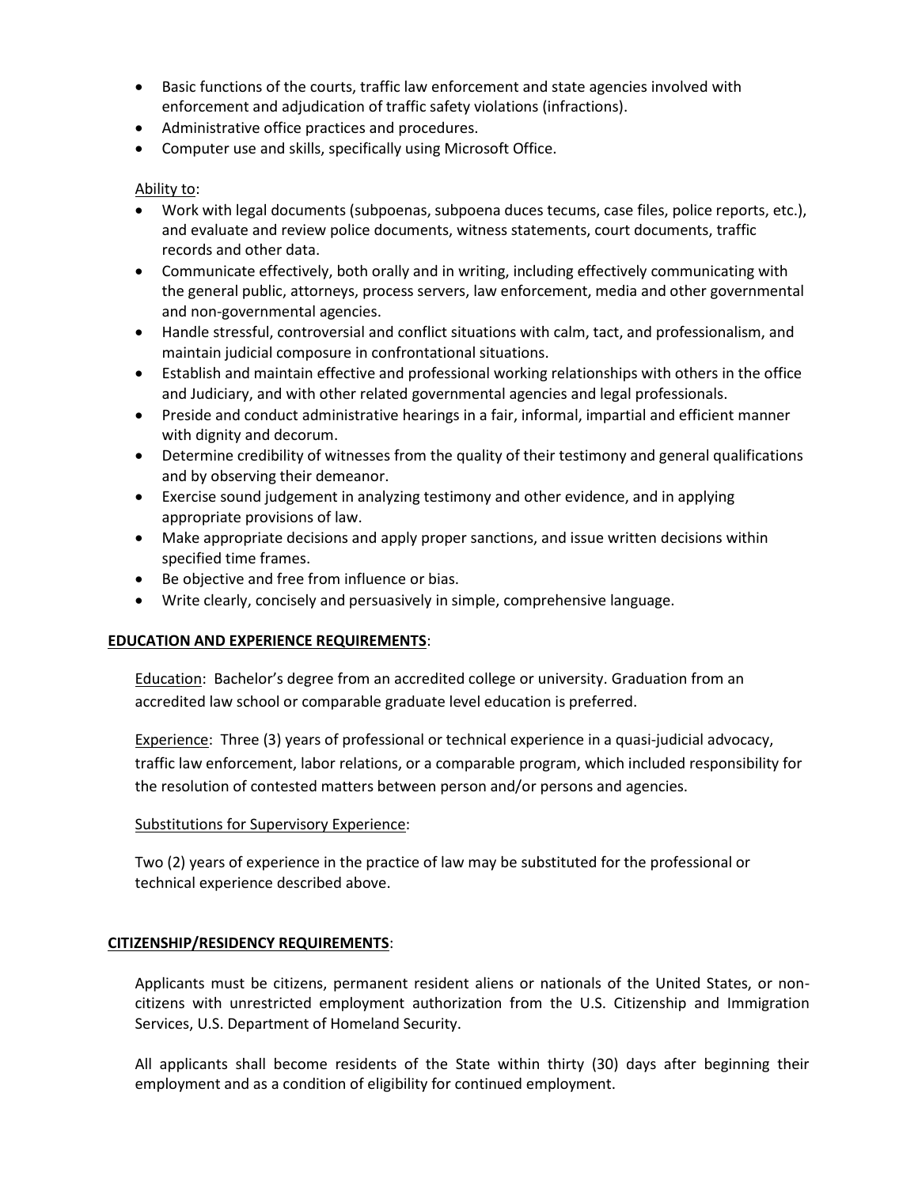- Basic functions of the courts, traffic law enforcement and state agencies involved with enforcement and adjudication of traffic safety violations (infractions).
- Administrative office practices and procedures.
- Computer use and skills, specifically using Microsoft Office.

Ability to:

- Work with legal documents (subpoenas, subpoena duces tecums, case files, police reports, etc.), and evaluate and review police documents, witness statements, court documents, traffic records and other data.
- Communicate effectively, both orally and in writing, including effectively communicating with the general public, attorneys, process servers, law enforcement, media and other governmental and non-governmental agencies.
- Handle stressful, controversial and conflict situations with calm, tact, and professionalism, and maintain judicial composure in confrontational situations.
- Establish and maintain effective and professional working relationships with others in the office and Judiciary, and with other related governmental agencies and legal professionals.
- Preside and conduct administrative hearings in a fair, informal, impartial and efficient manner with dignity and decorum.
- Determine credibility of witnesses from the quality of their testimony and general qualifications and by observing their demeanor.
- Exercise sound judgement in analyzing testimony and other evidence, and in applying appropriate provisions of law.
- Make appropriate decisions and apply proper sanctions, and issue written decisions within specified time frames.
- Be objective and free from influence or bias.
- Write clearly, concisely and persuasively in simple, comprehensive language.

**EDUCATION AND EXPERIENCE REQUIREMENTS**:

Education: Bachelor's degree from an accredited college or university. Graduation from an accredited law school or comparable graduate level education is preferred.

Experience: Three (3) years of professional or technical experience in a quasi-judicial advocacy, traffic law enforcement, labor relations, or a comparable program, which included responsibility for the resolution of contested matters between person and/or persons and agencies.

Substitutions for Supervisory Experience:

Two (2) years of experience in the practice of law may be substituted for the professional or technical experience described above.

**CITIZENSHIP/RESIDENCY REQUIREMENTS**:

Applicants must be citizens, permanent resident aliens or nationals of the United States, or non-citizens with unrestricted employment authorization from the U.S. Citizenship and Immigration Services, U.S. Department of Homeland Security.

All applicants shall become residents of the State within thirty (30) days after beginning their employment and as a condition of eligibility for continued employment.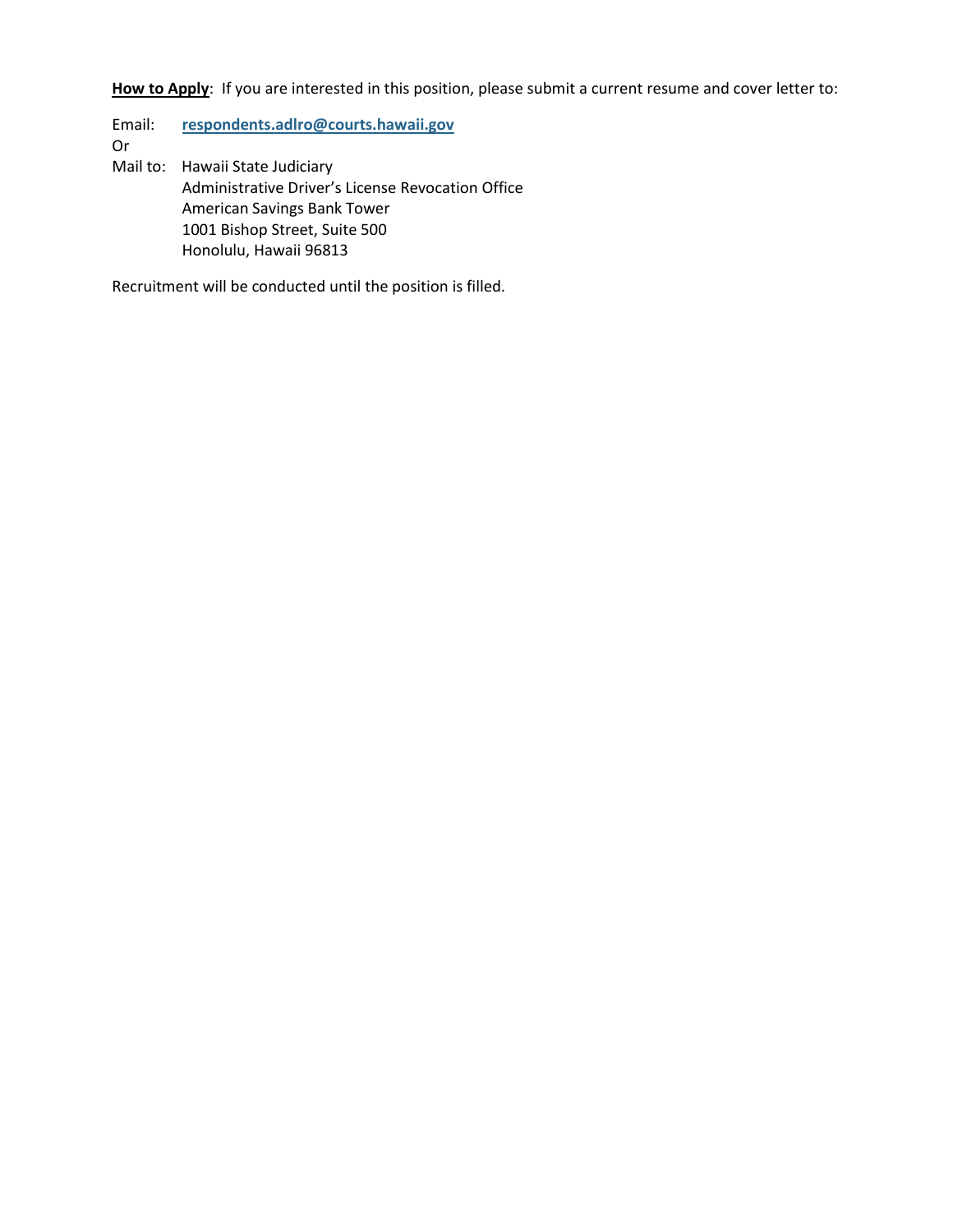**How to Apply**: If you are interested in this position, please submit a current resume and cover letter to:

Email: **respondents.adlro@courts.hawaii.gov**

Or

Mail to: Hawaii State Judiciary
Administrative Driver's License Revocation Office
American Savings Bank Tower
1001 Bishop Street, Suite 500
Honolulu, Hawaii 96813

Recruitment will be conducted until the position is filled.